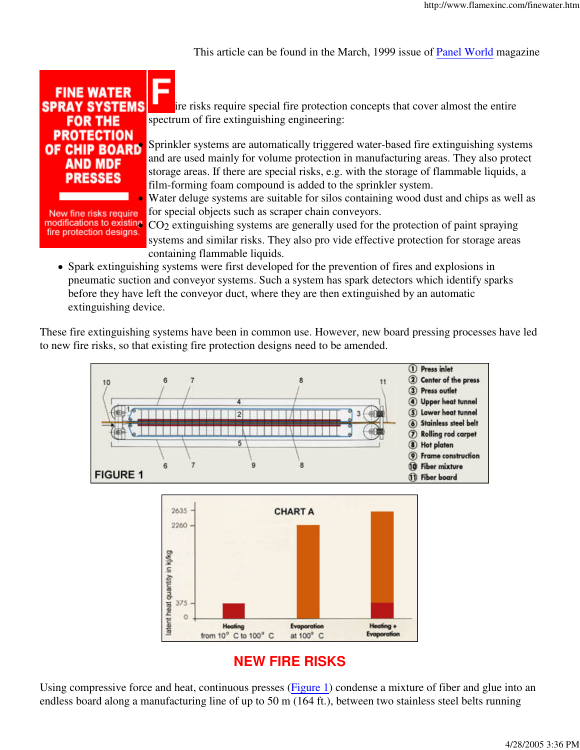This article can be found in the March, 1999 issue of Panel World magazine

# FINE WATER SPRAY SYSTEMS FOR THE PROTECTION OF CHIP BOARD AND MDF PRESSES

New fine risks require modifications to existing fire protection designs.

Fire risks require special fire protection concepts that cover almost the entire spectrum of fire extinguishing engineering:

- Sprinkler systems are automatically triggered water-based fire extinguishing systems and are used mainly for volume protection in manufacturing areas. They also protect storage areas. If there are special risks, e.g. with the storage of flammable liquids, a film-forming foam compound is added to the sprinkler system.
- Water deluge systems are suitable for silos containing wood dust and chips as well as for special objects such as scraper chain conveyors.
- $CO_2$ extinguishing systems are generally used for the protection of paint spraying systems and similar risks. They also pro vide effective protection for storage areas containing flammable liquids.
- Spark extinguishing systems were first developed for the prevention of fires and explosions in pneumatic suction and conveyor systems. Such a system has spark detectors which identify sparks before they have left the conveyor duct, where they are then extinguished by an automatic extinguishing device.

These fire extinguishing systems have been in common use. However, new board pressing processes have led to new fire risks, so that existing fire protection designs need to be amended.

FIGURE 1

1. Press inlet
2. Center of the press
3. Press outlet
4. Upper heat tunnel
5. Lower heat tunnel
6. Stainless steel belt
7. Rolling rod carpet
8. Hot platen
9. Frame construction
10. Fiber mixture
11. Fiber board

CHART A

| | Heating from 10° C to 100° C | Evaporation at 100° C | Heating + Evaporation |
|---|---|---|---|
| latent heat quantity in kj/kg | 375 | 2260 | 2635 |

## NEW FIRE RISKS

Using compressive force and heat, continuous presses (Figure 1) condense a mixture of fiber and glue into an endless board along a manufacturing line of up to 50 m (164 ft.), between two stainless steel belts running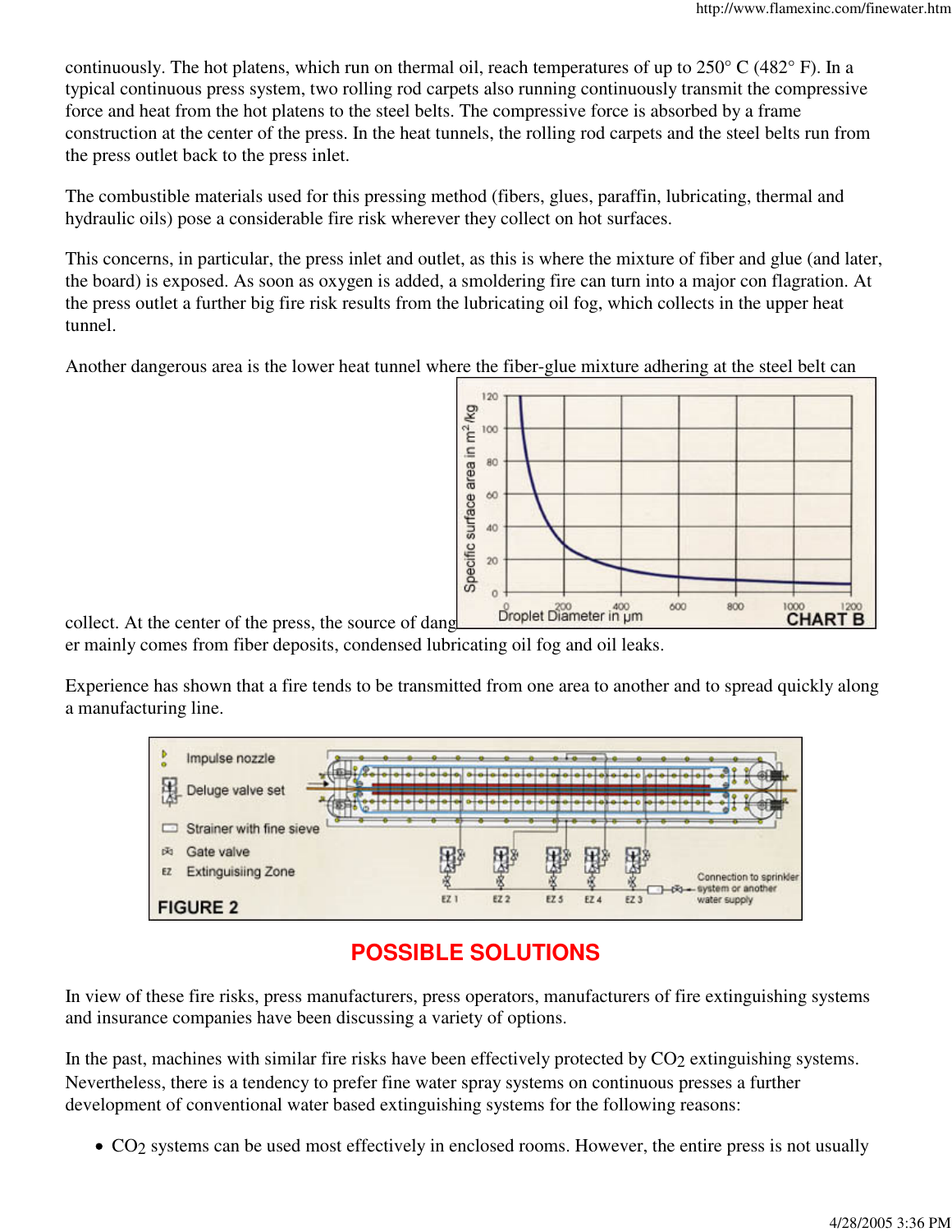continuously. The hot platens, which run on thermal oil, reach temperatures of up to 250° C (482° F). In a typical continuous press system, two rolling rod carpets also running continuously transmit the compressive force and heat from the hot platens to the steel belts. The compressive force is absorbed by a frame construction at the center of the press. In the heat tunnels, the rolling rod carpets and the steel belts run from the press outlet back to the press inlet.

The combustible materials used for this pressing method (fibers, glues, paraffin, lubricating, thermal and hydraulic oils) pose a considerable fire risk wherever they collect on hot surfaces.

This concerns, in particular, the press inlet and outlet, as this is where the mixture of fiber and glue (and later, the board) is exposed. As soon as oxygen is added, a smoldering fire can turn into a major con flagration. At the press outlet a further big fire risk results from the lubricating oil fog, which collects in the upper heat tunnel.

Another dangerous area is the lower heat tunnel where the fiber-glue mixture adhering at the steel belt can collect. At the center of the press, the source of danger mainly comes from fiber deposits, condensed lubricating oil fog and oil leaks.

CHART B

Experience has shown that a fire tends to be transmitted from one area to another and to spread quickly along a manufacturing line.

FIGURE 2

## POSSIBLE SOLUTIONS

In view of these fire risks, press manufacturers, press operators, manufacturers of fire extinguishing systems and insurance companies have been discussing a variety of options.

In the past, machines with similar fire risks have been effectively protected by $CO_2$ extinguishing systems. Nevertheless, there is a tendency to prefer fine water spray systems on continuous presses a further development of conventional water based extinguishing systems for the following reasons:

- $CO_2$ systems can be used most effectively in enclosed rooms. However, the entire press is not usually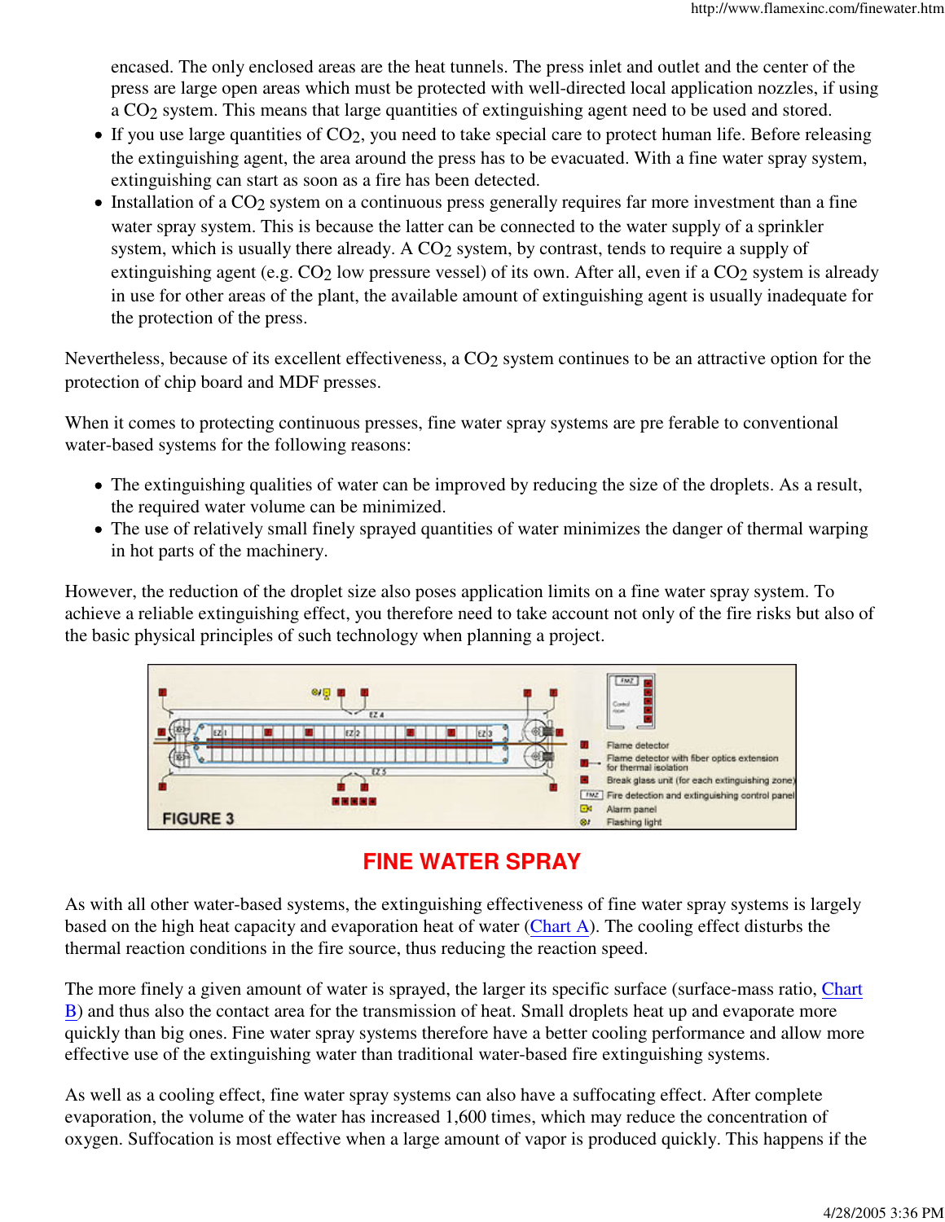encased. The only enclosed areas are the heat tunnels. The press inlet and outlet and the center of the press are large open areas which must be protected with well-directed local application nozzles, if using a $CO_2$ system. This means that large quantities of extinguishing agent need to be used and stored.

- If you use large quantities of $CO_2$, you need to take special care to protect human life. Before releasing the extinguishing agent, the area around the press has to be evacuated. With a fine water spray system, extinguishing can start as soon as a fire has been detected.
- Installation of a $CO_2$ system on a continuous press generally requires far more investment than a fine water spray system. This is because the latter can be connected to the water supply of a sprinkler system, which is usually there already. A $CO_2$ system, by contrast, tends to require a supply of extinguishing agent (e.g. $CO_2$ low pressure vessel) of its own. After all, even if a $CO_2$ system is already in use for other areas of the plant, the available amount of extinguishing agent is usually inadequate for the protection of the press.

Nevertheless, because of its excellent effectiveness, a $CO_2$ system continues to be an attractive option for the protection of chip board and MDF presses.

When it comes to protecting continuous presses, fine water spray systems are pre ferable to conventional water-based systems for the following reasons:

- The extinguishing qualities of water can be improved by reducing the size of the droplets. As a result, the required water volume can be minimized.
- The use of relatively small finely sprayed quantities of water minimizes the danger of thermal warping in hot parts of the machinery.

However, the reduction of the droplet size also poses application limits on a fine water spray system. To achieve a reliable extinguishing effect, you therefore need to take account not only of the fire risks but also of the basic physical principles of such technology when planning a project.

FIGURE 3

Flame detector
Flame detector with fiber optics extension for thermal isolation
Break glass unit (for each extinguishing zone)
Fire detection and extinguishing control panel
Alarm panel
Flashing light

## FINE WATER SPRAY

As with all other water-based systems, the extinguishing effectiveness of fine water spray systems is largely based on the high heat capacity and evaporation heat of water (Chart A). The cooling effect disturbs the thermal reaction conditions in the fire source, thus reducing the reaction speed.

The more finely a given amount of water is sprayed, the larger its specific surface (surface-mass ratio, Chart B) and thus also the contact area for the transmission of heat. Small droplets heat up and evaporate more quickly than big ones. Fine water spray systems therefore have a better cooling performance and allow more effective use of the extinguishing water than traditional water-based fire extinguishing systems.

As well as a cooling effect, fine water spray systems can also have a suffocating effect. After complete evaporation, the volume of the water has increased 1,600 times, which may reduce the concentration of oxygen. Suffocation is most effective when a large amount of vapor is produced quickly. This happens if the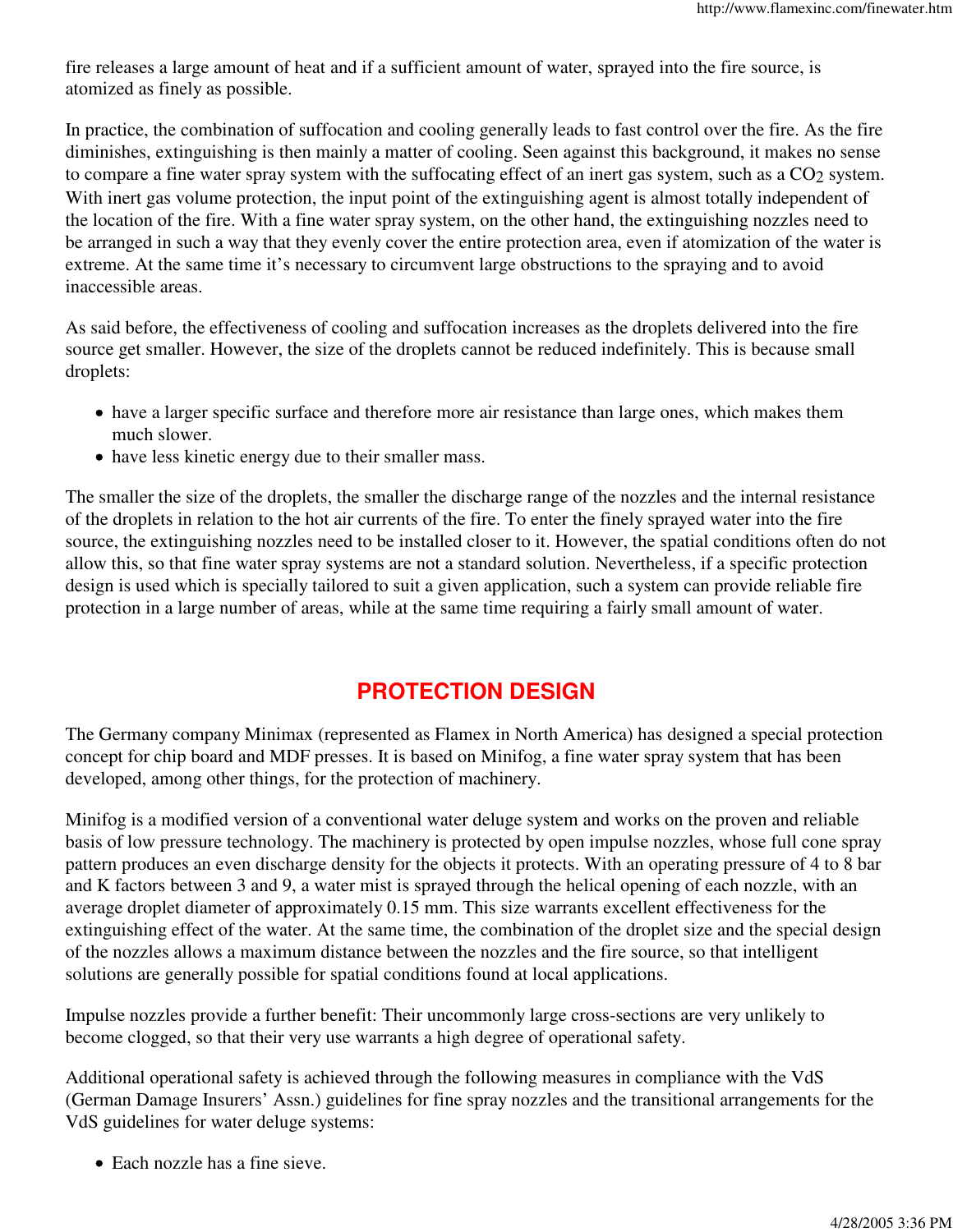fire releases a large amount of heat and if a sufficient amount of water, sprayed into the fire source, is atomized as finely as possible.

In practice, the combination of suffocation and cooling generally leads to fast control over the fire. As the fire diminishes, extinguishing is then mainly a matter of cooling. Seen against this background, it makes no sense to compare a fine water spray system with the suffocating effect of an inert gas system, such as a $CO_2$ system. With inert gas volume protection, the input point of the extinguishing agent is almost totally independent of the location of the fire. With a fine water spray system, on the other hand, the extinguishing nozzles need to be arranged in such a way that they evenly cover the entire protection area, even if atomization of the water is extreme. At the same time it's necessary to circumvent large obstructions to the spraying and to avoid inaccessible areas.

As said before, the effectiveness of cooling and suffocation increases as the droplets delivered into the fire source get smaller. However, the size of the droplets cannot be reduced indefinitely. This is because small droplets:

- have a larger specific surface and therefore more air resistance than large ones, which makes them much slower.
- have less kinetic energy due to their smaller mass.

The smaller the size of the droplets, the smaller the discharge range of the nozzles and the internal resistance of the droplets in relation to the hot air currents of the fire. To enter the finely sprayed water into the fire source, the extinguishing nozzles need to be installed closer to it. However, the spatial conditions often do not allow this, so that fine water spray systems are not a standard solution. Nevertheless, if a specific protection design is used which is specially tailored to suit a given application, such a system can provide reliable fire protection in a large number of areas, while at the same time requiring a fairly small amount of water.

## PROTECTION DESIGN

The Germany company Minimax (represented as Flamex in North America) has designed a special protection concept for chip board and MDF presses. It is based on Minifog, a fine water spray system that has been developed, among other things, for the protection of machinery.

Minifog is a modified version of a conventional water deluge system and works on the proven and reliable basis of low pressure technology. The machinery is protected by open impulse nozzles, whose full cone spray pattern produces an even discharge density for the objects it protects. With an operating pressure of 4 to 8 bar and K factors between 3 and 9, a water mist is sprayed through the helical opening of each nozzle, with an average droplet diameter of approximately 0.15 mm. This size warrants excellent effectiveness for the extinguishing effect of the water. At the same time, the combination of the droplet size and the special design of the nozzles allows a maximum distance between the nozzles and the fire source, so that intelligent solutions are generally possible for spatial conditions found at local applications.

Impulse nozzles provide a further benefit: Their uncommonly large cross-sections are very unlikely to become clogged, so that their very use warrants a high degree of operational safety.

Additional operational safety is achieved through the following measures in compliance with the VdS (German Damage Insurers' Assn.) guidelines for fine spray nozzles and the transitional arrangements for the VdS guidelines for water deluge systems:

- Each nozzle has a fine sieve.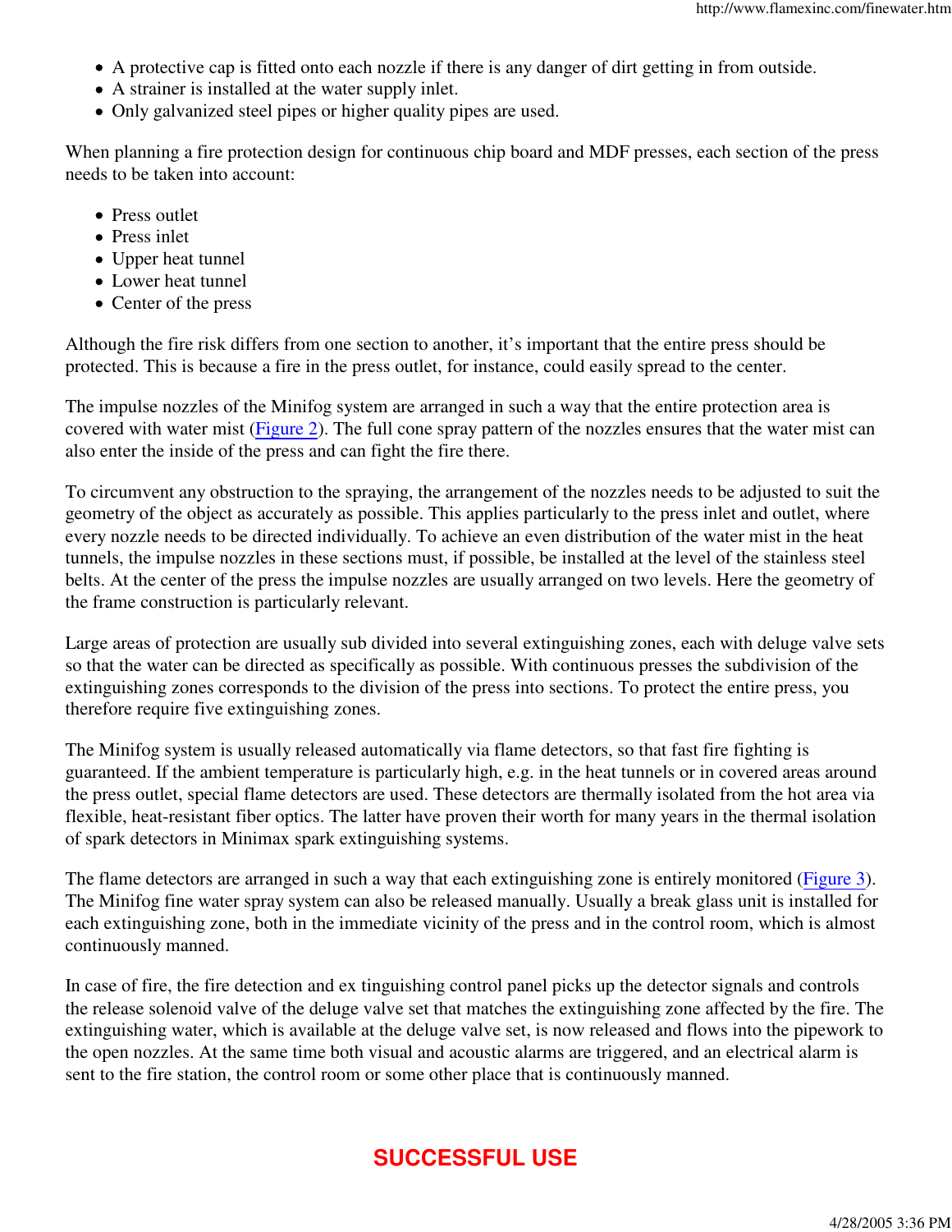- A protective cap is fitted onto each nozzle if there is any danger of dirt getting in from outside.
- A strainer is installed at the water supply inlet.
- Only galvanized steel pipes or higher quality pipes are used.

When planning a fire protection design for continuous chip board and MDF presses, each section of the press needs to be taken into account:

- Press outlet
- Press inlet
- Upper heat tunnel
- Lower heat tunnel
- Center of the press

Although the fire risk differs from one section to another, it's important that the entire press should be protected. This is because a fire in the press outlet, for instance, could easily spread to the center.

The impulse nozzles of the Minifog system are arranged in such a way that the entire protection area is covered with water mist (Figure 2). The full cone spray pattern of the nozzles ensures that the water mist can also enter the inside of the press and can fight the fire there.

To circumvent any obstruction to the spraying, the arrangement of the nozzles needs to be adjusted to suit the geometry of the object as accurately as possible. This applies particularly to the press inlet and outlet, where every nozzle needs to be directed individually. To achieve an even distribution of the water mist in the heat tunnels, the impulse nozzles in these sections must, if possible, be installed at the level of the stainless steel belts. At the center of the press the impulse nozzles are usually arranged on two levels. Here the geometry of the frame construction is particularly relevant.

Large areas of protection are usually sub divided into several extinguishing zones, each with deluge valve sets so that the water can be directed as specifically as possible. With continuous presses the subdivision of the extinguishing zones corresponds to the division of the press into sections. To protect the entire press, you therefore require five extinguishing zones.

The Minifog system is usually released automatically via flame detectors, so that fast fire fighting is guaranteed. If the ambient temperature is particularly high, e.g. in the heat tunnels or in covered areas around the press outlet, special flame detectors are used. These detectors are thermally isolated from the hot area via flexible, heat-resistant fiber optics. The latter have proven their worth for many years in the thermal isolation of spark detectors in Minimax spark extinguishing systems.

The flame detectors are arranged in such a way that each extinguishing zone is entirely monitored (Figure 3). The Minifog fine water spray system can also be released manually. Usually a break glass unit is installed for each extinguishing zone, both in the immediate vicinity of the press and in the control room, which is almost continuously manned.

In case of fire, the fire detection and ex tinguishing control panel picks up the detector signals and controls the release solenoid valve of the deluge valve set that matches the extinguishing zone affected by the fire. The extinguishing water, which is available at the deluge valve set, is now released and flows into the pipework to the open nozzles. At the same time both visual and acoustic alarms are triggered, and an electrical alarm is sent to the fire station, the control room or some other place that is continuously manned.

## SUCCESSFUL USE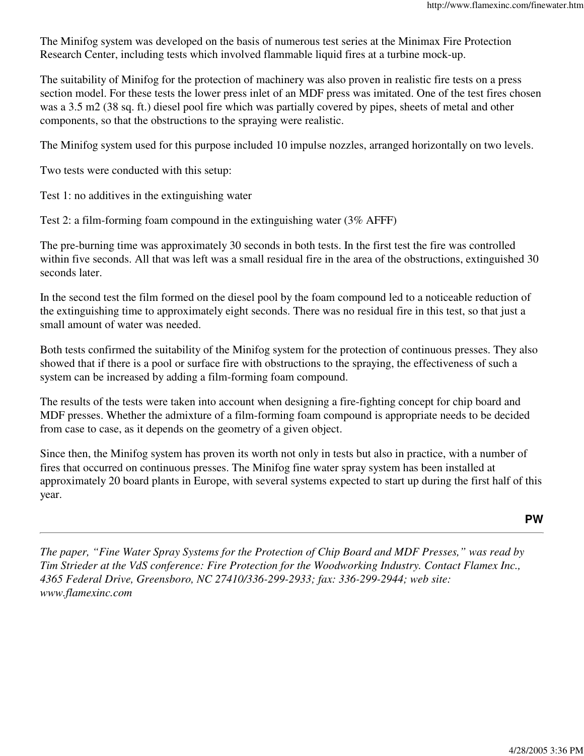The Minifog system was developed on the basis of numerous test series at the Minimax Fire Protection Research Center, including tests which involved flammable liquid fires at a turbine mock-up.

The suitability of Minifog for the protection of machinery was also proven in realistic fire tests on a press section model. For these tests the lower press inlet of an MDF press was imitated. One of the test fires chosen was a 3.5 m2 (38 sq. ft.) diesel pool fire which was partially covered by pipes, sheets of metal and other components, so that the obstructions to the spraying were realistic.

The Minifog system used for this purpose included 10 impulse nozzles, arranged horizontally on two levels.

Two tests were conducted with this setup:

Test 1: no additives in the extinguishing water

Test 2: a film-forming foam compound in the extinguishing water (3% AFFF)

The pre-burning time was approximately 30 seconds in both tests. In the first test the fire was controlled within five seconds. All that was left was a small residual fire in the area of the obstructions, extinguished 30 seconds later.

In the second test the film formed on the diesel pool by the foam compound led to a noticeable reduction of the extinguishing time to approximately eight seconds. There was no residual fire in this test, so that just a small amount of water was needed.

Both tests confirmed the suitability of the Minifog system for the protection of continuous presses. They also showed that if there is a pool or surface fire with obstructions to the spraying, the effectiveness of such a system can be increased by adding a film-forming foam compound.

The results of the tests were taken into account when designing a fire-fighting concept for chip board and MDF presses. Whether the admixture of a film-forming foam compound is appropriate needs to be decided from case to case, as it depends on the geometry of a given object.

Since then, the Minifog system has proven its worth not only in tests but also in practice, with a number of fires that occurred on continuous presses. The Minifog fine water spray system has been installed at approximately 20 board plants in Europe, with several systems expected to start up during the first half of this year.

**PW**

---

*The paper, "Fine Water Spray Systems for the Protection of Chip Board and MDF Presses," was read by Tim Strieder at the VdS conference: Fire Protection for the Woodworking Industry. Contact Flamex Inc., 4365 Federal Drive, Greensboro, NC 27410/336-299-2933; fax: 336-299-2944; web site: www.flamexinc.com*